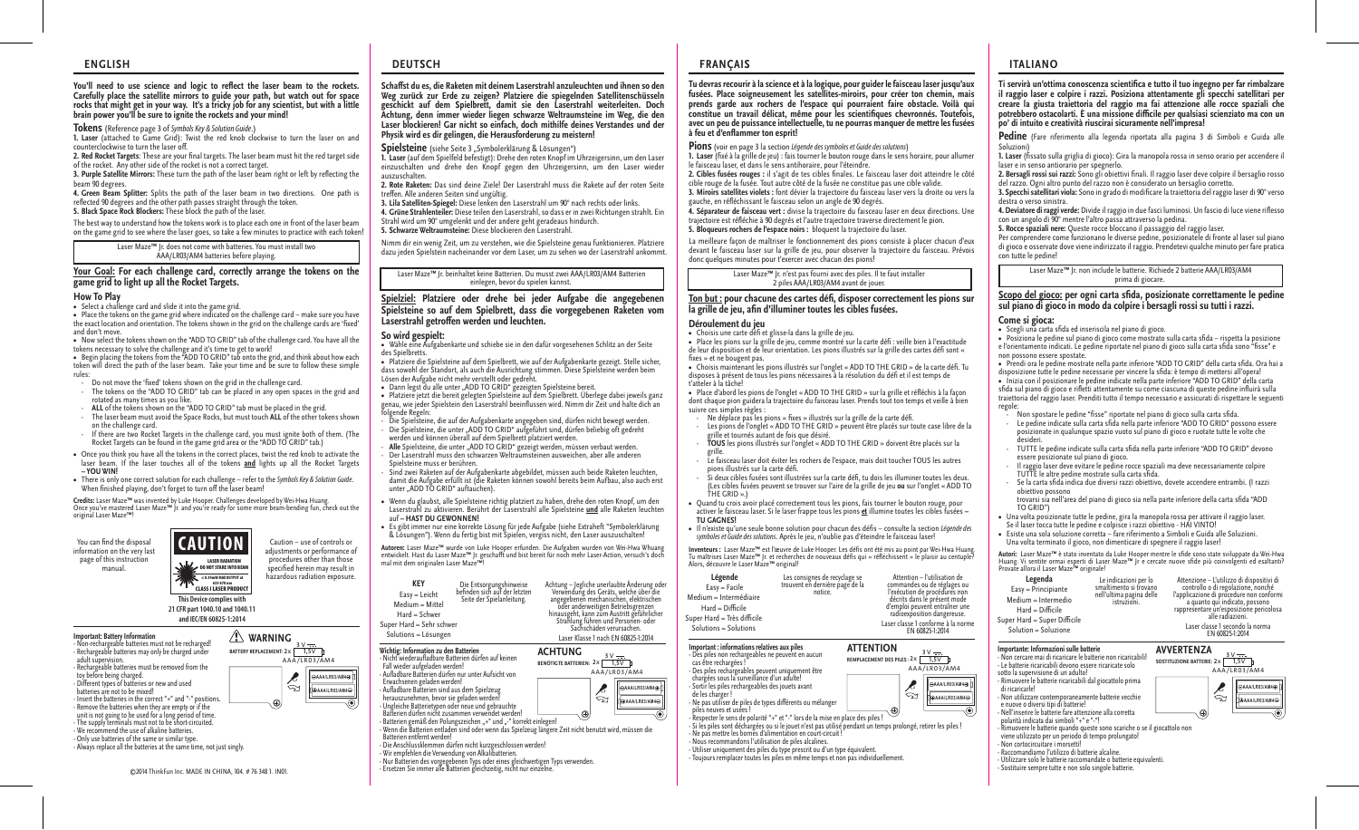## ENGLISH

**You'll need to use science and logic to reflect the laser beam to the rockets. Carefully place the satellite mirrors to guide your path, but watch out for space rocks that might get in your way. It's a tricky job for any scientist, but with a little brain power you'll be sure to ignite the rockets and your mind!**

### Tokens (Reference page 3 of *Symbols Key & Solution Guide*.)

**1. Laser** (attached to Game Grid): Twist the red knob clockwise to turn the laser on and counterclockwise to turn the laser off.

**2. Red Rocket Targets**: These are your final targets. The laser beam must hit the red target side of the rocket. Any other side of the rocket is not a correct target.

**3. Purple Satellite Mirrors:** These turn the path of the laser beam right or left by reflecting the beam 90 degrees.

**4. Green Beam Splitter:** Splits the path of the laser beam in two directions. One path is reflected 90 degrees and the other path passes straight through the token.

**5. Black Space Rock Blockers:** These block the path of the laser.

The best way to understand how the tokens work is to place each one in front of the laser beam on the game grid to see where the laser goes, so take a few minutes to practice with each token!

Laser Maze™ Jr. does not come with batteries. You must install two AAA/LR03/AM4 batteries before playing.

**Your Goal: For each challenge card, correctly arrange the tokens on the game grid to light up all the Rocket Targets.**

### How To Play

- Select a challenge card and slide it into the game grid.
- Place the tokens on the game grid where indicated on the challenge card – make sure you have the exact location and orientation. The tokens shown in the grid on the challenge cards are 'fixed' and don't move.
- Now select the tokens shown on the "ADD TO GRID" tab of the challenge card. You have all the tokens necessary to solve the challenge and it's time to get to work!
- Begin placing the tokens from the "ADD TO GRID" tab onto the grid, and think about how each token will direct the path of the laser beam. Take your time and be sure to follow these simple rules:
  - Do not move the 'fixed' tokens shown on the grid in the challenge card.
  - The tokens on the "ADD TO GRID" tab can be placed in any open spaces in the grid and rotated as many times as you like.
  - **ALL** of the tokens shown on the "ADD TO GRID" tab must be placed in the grid.
  - The laser beam must avoid the Space Rocks, but must touch **ALL** of the other tokens shown on the challenge card.
  - If there are two Rocket Targets in the challenge card, you must ignite both of them. (The Rocket Targets can be found in the game grid area or the "ADD TO GRID" tab.)
- Once you think you have all the tokens in the correct places, twist the red knob to activate the laser beam. If the laser touches all of the tokens **and** lights up all the Rocket Targets – **YOU WIN!**
- There is only one correct solution for each challenge – refer to the *Symbols Key & Solution Guide*. When finished playing, don't forget to turn off the laser beam!

**Credits:** Laser Maze™ was invented by Luke Hooper. Challenges developed by Wei-Hwa Huang. Once you've mastered Laser Maze™ Jr. and you're ready for some more beam-bending fun, check out the original Laser Maze™!

You can find the disposal information on the very last page of this instruction manual.

**CAUTION**
LASER RADIATION
DO NOT STARE INTO BEAM
< 0.39mW MAX OUTPUT at 650±10 nm
CLASS I LASER PRODUCT

**This Device complies with 21 CFR part 1040.10 and 1040.11 and IEC/EN 60825-1:2014**

Caution – use of controls or adjustments or performance of procedures other than those specified herein may result in hazardous radiation exposure.

**Important: Battery Information**
- Non-rechargeable batteries must not be recharged!
- Rechargeable batteries may only be charged under adult supervision.
- Rechargeable batteries must be removed from the toy before being charged.
- Different types of batteries or new and used batteries are not to be mixed!
- Insert the batteries in the correct "+" and "-" positions.
- Remove the batteries when they are empty or if the unit is not going to be used for a long period of time.
- The supply terminals must not to be short-circuited.
- We recommend the use of alkaline batteries.
- Only use batteries of the same or similar type.
- Always replace all the batteries at the same time, not just singly.

**WARNING**
BATTERY REPLACEMENT: 2x 3 V 1,5V AAA/LR03/AM4

©2014 ThinkFun Inc. MADE IN CHINA. 104. # 76 348 1. IN01.

## DEUTSCH

**Schaffst du es, die Raketen mit deinem Laserstrahl anzuleuchten und ihnen so den Weg zurück zur Erde zu zeigen? Platziere die spiegelnden Satellitenschüsseln geschickt auf dem Spielbrett, damit sie den Laserstrahl weiterleiten. Doch Achtung, denn immer wieder liegen schwarze Weltraumsteine im Weg, die den Laser blockieren! Gar nicht so einfach, doch mithilfe deines Verstandes und der Physik wird es dir gelingen, die Herausforderung zu meistern!**

### Spielsteine (siehe Seite 3 „Symbolerklärung & Lösungen")

**1. Laser** (auf dem Spielfeld befestigt): Drehe den roten Knopf im Uhrzeigersinn, um den Laser einzuschalten und drehe den Knopf gegen den Uhrzeigersinn, um den Laser wieder auszuschalten.

**2. Rote Raketen:** Das sind deine Ziele! Der Laserstrahl muss die Rakete auf der roten Seite treffen. Alle anderen Seiten sind ungültig.

**3. Lila Satelliten-Spiegel:** Diese lenken den Laserstrahl um 90° nach rechts oder links.

**4. Grüne Strahlenteiler:** Diese teilen den Laserstrahl, so dass er in zwei Richtungen strahlt. Ein Strahl wird um 90° umgelenkt und der andere geht geradeaus hindurch.

**5. Schwarze Weltraumsteine:** Diese blockieren den Laserstrahl.

Nimm dir ein wenig Zeit, um zu verstehen, wie die Spielsteine genau funktionieren. Platziere dazu jeden Spielstein nacheinander vor dem Laser, um zu sehen wo der Laserstrahl ankommt.

Laser Maze™ Jr. beinhaltet keine Batterien. Du musst zwei AAA/LR03/AM4 Batterien einlegen, bevor du spielen kannst.

**Spielziel: Platziere oder drehe bei jeder Aufgabe die angegebenen Spielsteine so auf dem Spielbrett, dass die vorgegebenen Raketen vom Laserstrahl getroffen werden und leuchten.**

### So wird gespielt:

- Wähle eine Aufgabenkarte und schiebe sie in den dafür vorgesehenen Schlitz an der Seite des Spielbretts.
- Platziere die Spielsteine auf dem Spielbrett, wie auf der Aufgabenkarte gezeigt. Stelle sicher, dass sowohl der Standort, als auch die Ausrichtung stimmen. Diese Spielsteine werden beim Lösen der Aufgabe nicht mehr verstellt oder gedreht.
- Dann legst du alle unter „ADD TO GRID" gezeigten Spielsteine bereit.
- Platziere jetzt die bereit gelegten Spielsteine auf dem Spielbrett. Überlege dabei jeweils ganz genau, wie jeder Spielstein den Laserstrahl beeinflussen wird. Nimm dir Zeit und halte dich an folgende Regeln:
  - Die Spielsteine, die auf der Aufgabenkarte angegeben sind, dürfen nicht bewegt werden.
  - Die Spielsteine, die unter „ADD TO GRID" aufgeführt sind, dürfen beliebig oft gedreht werden und können überall auf dem Spielbrett platziert werden.
  - **Alle** Spielsteine, die unter „ADD TO GRID" gezeigt werden, müssen verbaut werden.
  - Der Laserstrahl muss den schwarzen Weltraumsteinen ausweichen, aber alle anderen Spielsteine muss er berühren.
  - Sind zwei Raketen auf der Aufgabenkarte abgebildet, müssen auch beide Raketen leuchten, damit die Aufgabe erfüllt ist (die Raketen können sowohl bereits beim Aufbau, als auch erst unter „ADD TO GRID" auftauchen).
- Wenn du glaubst, alle Spielsteine richtig platziert zu haben, drehe den roten Knopf, um den Laserstrahl zu aktivieren. Berührt der Laserstrahl alle Spielsteine **und** alle Raketen leuchten auf – **HAST DU GEWONNEN!**
- Es gibt immer nur eine korrekte Lösung für jede Aufgabe (siehe Extraheft "Symbolerklärung & Lösungen"). Wenn du fertig bist mit Spielen, vergiss nicht, den Laser auszuschalten!

**Autoren:** Laser Maze™ wurde von Luke Hooper erfunden. Die Aufgaben wurden von Wei-Hwa Huang entwickelt. Hast du Laser Maze™ Jr. geschafft und bist bereit für noch mehr Laser-Action, versuch's doch mal mit dem originalen Laser Maze™!

| KEY | |
|---|---|
| Easy | Leicht |
| Medium | Mittel |
| Hard | Schwer |
| Super Hard | Sehr schwer |
| Solutions | Lösungen |

Die Entsorgungshinweise befinden sich auf der letzten Seite der Spielanleitung.

Achtung – Jegliche unerlaubte Änderung oder Verwendung des Geräts, welche über die angegebenen mechanischen, elektrischen oder anderweitigen Betriebsgrenzen hinausgeht, kann zum Austritt gefährlicher Strahlung führen und Personen- oder Sachschäden verursachen.
Laser Klasse 1 nach EN 60825-1:2014

**Wichtig: Information zu den Batterien**
- Nicht wiederaufladbare Batterien dürfen auf keinen Fall wieder aufgeladen werden!
- Aufladbare Batterien dürfen nur unter Aufsicht von Erwachsenen geladen werden!
- Aufladbare Batterien sind aus dem Spielzeug herauszunehmen, bevor sie geladen werden!
- Ungleiche Batterietypen oder neue und gebrauchte Batterien dürfen nicht zusammen verwendet werden!
- Batterien gemäß den Polungszeichen „+" und „-" korrekt einlegen!
- Wenn die Batterien entladen sind oder wenn das Spielzeug längere Zeit nicht benutzt wird, müssen die Batterien entfernt werden!
- Die Anschlussklemmen dürfen nicht kurzgeschlossen werden!
- Wir empfehlen die Verwendung von Alkalibatterien.
- Nur Batterien des vorgegebenen Typs oder eines gleichwertigen Typs verwenden.
- Ersetzen Sie immer alle Batterien gleichzeitig, nicht nur einzelne.

**ACHTUNG**
BENÖTIGTE BATTERIEN: 2x 3 V 1,5V AAA/LR03/AM4

## FRANÇAIS

**Tu devras recourir à la science et à la logique, pour guider le faisceau laser jusqu'aux fusées. Place soigneusement les satellites-miroirs, pour créer ton chemin, mais prends garde aux rochers de l'espace qui pourraient faire obstacle. Voilà qui constitue un travail délicat, même pour les scientifiques chevronnés. Toutefois, avec un peu de puissance intellectuelle, tu ne pourras manquer de mettre les fusées à feu et d'enflammer ton esprit!**

### Pions (voir en page 3 la section *Légende des symboles et Guide des solutions*)

**1. Laser** (fixé à la grille de jeu) : fais tourner le bouton rouge dans le sens horaire, pour allumer le faisceau laser, et dans le sens antihoraire, pour l'éteindre.

**2. Cibles fusées rouges :** il s'agit de tes cibles finales. Le faisceau laser doit atteindre le côté cible rouge de la fusée. Tout autre côté de la fusée ne constitue pas une cible valide.

**3. Miroirs satellites violets :** font dévier la trajectoire du faisceau laser vers la droite ou vers la gauche, en réfléchissant le faisceau selon un angle de 90 degrés.

**4. Séparateur de faisceau vert :** divise la trajectoire du faisceau laser en deux directions. Une trajectoire est réfléchie à 90 degrés et l'autre trajectoire traverse directement le pion.

**5. Bloqueurs rochers de l'espace noirs :** bloquent la trajectoire du laser.

La meilleure façon de maîtriser le fonctionnement des pions consiste à placer chacun d'eux devant le faisceau laser sur la grille de jeu, pour observer la trajectoire du faisceau. Prévois donc quelques minutes pour t'exercer avec chacun des pions!

Laser Maze™ Jr. n'est pas fourni avec des piles. Il te faut installer 2 piles AAA/LR03/AM4 avant de jouer.

**Ton but : pour chacune des cartes défi, disposer correctement les pions sur la grille de jeu, afin d'illuminer toutes les cibles fusées.**

### Déroulement du jeu

- Choisis une carte défi et glisse-la dans la grille de jeu.
- Place les pions sur la grille de jeu, comme montré sur la carte défi : veille bien à l'exactitude de leur disposition et de leur orientation. Les pions illustrés sur la grille des cartes défi sont « fixes » et ne bougent pas.
- Choisis maintenant les pions illustrés sur l'onglet « ADD TO THE GRID » de la carte défi. Tu disposes à présent de tous les pions nécessaires à la résolution du défi et il est temps de t'atteler à la tâche!
- Place d'abord les pions de l'onglet « ADD TO THE GRID » sur la grille et réfléchis à la façon dont chaque pion guidera la trajectoire du faisceau laser. Prends tout ton temps et veille à bien suivre ces simples règles :
  - Ne déplace pas les pions « fixes » illustrés sur la grille de la carte défi.
  - Les pions de l'onglet « ADD TO THE GRID » peuvent être placés sur toute case libre de la grille et tournés autant de fois que désiré.
  - **TOUS** les pions illustrés sur l'onglet « ADD TO THE GRID » doivent être placés sur la grille.
  - Le faisceau laser doit éviter les rochers de l'espace, mais doit toucher TOUS les autres pions illustrés sur la carte défi.
  - Si deux cibles fusées sont illustrées sur la carte défi, tu dois les illuminer toutes les deux. (Les cibles fusées peuvent se trouver sur l'aire de la grille de jeu **ou** sur l'onglet « ADD TO THE GRID »)
- Quand tu crois avoir placé correctement tous les pions, fais tourner le bouton rouge, pour activer le faisceau laser. Si le laser frappe tous les pions **et** illumine toutes les cibles fusées – **TU GAGNES!**
- Il n'existe qu'une seule bonne solution pour chacun des défis – consulte la section *Légende des symboles et Guide des solutions*. Après le jeu, n'oublie pas d'éteindre le faisceau laser!

**Inventeurs :** Laser Maze™ est l'œuvre de Luke Hooper. Les défis ont été mis au point par Wei-Hwa Huang. Tu maîtrises Laser Maze™ Jr. et recherches de nouveaux défis qui « réfléchissent » le plaisir au centuple? Alors, découvre le Laser Maze™ original!

| Légende | |
|---|---|
| Easy | Facile |
| Medium | Intermédiaire |
| Hard | Difficile |
| Super Hard | Très difficile |
| Solutions | Solutions |

Les consignes de recyclage se trouvent en dernière page de la notice.

Attention – l'utilisation de commandes ou de réglages ou l'exécution de procédures non décrits dans le présent mode d'emploi peuvent entraîner une radioexposition dangereuse.
Laser classe 1 conforme à la norme EN 60825-1:2014

**Important : informations relatives aux piles**
- Des piles non rechargeables ne peuvent en aucun cas être rechargées !
- Des piles rechargeables peuvent uniquement être chargées sous la surveillance d'un adulte!
- Sortir les piles rechargeables des jouets avant de les charger !
- Ne pas utiliser de piles de types différents ou mélanger piles neuves et usées !
- Respecter le sens de polarité "+" et "-" lors de la mise en place des piles !
- Si les piles sont déchargées ou si le jouet n'est pas utilisé pendant un temps prolongé, retirer les piles !
- Ne pas mettre les bornes d'alimentation en court-circuit !
- Nous recommandons l'utilisation de piles alcalines.
- Utiliser uniquement des piles du type prescrit ou d'un type équivalent.
- Toujours remplacer toutes les piles en même temps et non pas individuellement.

**ATTENTION**
REMPLACEMENT DES PILES : 2x 3 V 1,5V AAA/LR03/AM4

## ITALIANO

**Ti servirà un'ottima conoscenza scientifica e tutto il tuo ingegno per far rimbalzare il raggio laser e colpire i razzi. Posiziona attentamente gli specchi satellitari per creare la giusta traiettoria del raggio ma fai attenzione alle rocce spaziali che potrebbero ostacolarti. È una missione difficile per qualsiasi scienziato ma con un po' di intuito e creatività riuscirai sicuramente nell'impresa!**

### Pedine (Fare riferimento alla legenda riportata alla pagina 3 di Simboli e Guida alle Soluzioni)

**1. Laser** (fissato sulla griglia di gioco): Gira la manopola rossa in senso orario per accendere il laser e in senso antiorario per spegnerlo.

**2. Bersagli rossi sui razzi:** Sono gli obiettivi finali. Il raggio laser deve colpire il bersaglio rosso del razzo. Ogni altro punto del razzo non è considerato un bersaglio corretto.

**3. Specchi satellitari viola:** Sono in grado di modificare la traiettoria del raggio laser di 90° verso destra o verso sinistra.

**4. Deviatore di raggi verde:** Divide il raggio in due fasci luminosi. Un fascio di luce viene riflesso con un angolo di 90° mentre l'altro passa attraverso la pedina.

**5. Rocce spaziali nere:** Queste rocce bloccano il passaggio del raggio laser.

Per comprendere come funzionano le diverse pedine, posizionatele di fronte al laser sul piano di gioco e osservate dove viene indirizzato il raggio. Prendetevi qualche minuto per fare pratica con tutte le pedine!

Laser Maze™ Jr. non include le batterie. Richiede 2 batterie AAA/LR03/AM4 prima di giocare.

**Scopo del gioco: per ogni carta sfida, posizionate correttamente le pedine sul piano di gioco in modo da colpire i bersagli rossi su tutti i razzi.**

### Come si gioca:

- Scegli una carta sfida ed inseriscila nel piano di gioco.
- Posiziona le pedine sul piano di gioco come mostrato sulla carta sfida – rispetta la posizione e l'orientamento indicati. Le pedine riportate nel piano di gioco sulla carta sfida sono "fisse" e non possono essere spostate.
- Prendi ora le pedine mostrate nella parte inferiore "ADD TO GRID" della carta sfida. Ora hai a disposizione tutte le pedine necessarie per vincere la sfida: è tempo di mettersi all'opera!
- Inizia con il posizionare le pedine indicate nella parte inferiore "ADD TO GRID" della carta sfida sul piano di gioco e rifletti attentamente su come ciascuna di queste pedine influirà sulla traiettoria del raggio laser. Prenditi tutto il tempo necessario e assicurati di rispettare le seguenti regole:
  - Non spostare le pedine "fisse" riportate nel piano di gioco sulla carta sfida.
  - Le pedine indicate sulla carta sfida nella parte inferiore "ADD TO GRID" possono essere posizionate in qualunque spazio vuoto sul piano di gioco e ruotate tutte le volte che desideri.
  - TUTTE le pedine indicate sulla carta sfida nella parte inferiore "ADD TO GRID" devono essere posizionate sul piano di gioco.
  - Il raggio laser deve evitare le pedine rocce spaziali ma deve necessariamente colpire TUTTE le altre pedine mostrate sulla carta sfida.
  - Se la carta sfida indica due diversi razzi obiettivo, dovete accendere entrambi. (I razzi obiettivo possono trovarsi sia nell'area del piano di gioco sia nella parte inferiore della carta sfida "ADD TO GRID")
- Una volta posizionate tutte le pedine, gira la manopola rossa per attivare il raggio laser. Se il laser tocca tutte le pedine e colpisce i razzi obiettivo - HAI VINTO!
- Esiste una sola soluzione corretta – fare riferimento a Simboli e Guida alle Soluzioni. Una volta terminato il gioco, non dimenticare di spegnere il raggio laser!

**Autori:** Laser Maze™ è stato inventato da Luke Hooper mentre le sfide sono state sviluppate da Wei-Hwa Huang. Vi sentite ormai esperti di Laser Maze™ Jr e cercate nuove sfide più coinvolgenti ed esaltanti? Provate allora il Laser Maze™ originale!

| Legenda | |
|---|---|
| Easy | Principiante |
| Medium | Intermedio |
| Hard | Difficile |
| Super Hard | Super Difficile |
| Solution | Soluzione |

Le indicazioni per lo smaltimento si trovano nell'ultima pagina delle istruzioni.

Attenzione – L'utilizzo di dispositivi di controllo o di regolazione, nonché l'applicazione di procedure non conformi a quanto qui indicato, possono rappresentare un'esposizione pericolosa alle radiazioni.
Laser Classe 1 secondo la norma EN 60825-1:2014

**Importante: Informazioni sulle batterie**
- Non cercare mai di ricaricare le batterie non ricaricabili!
- Le batterie ricaricabili devono essere ricaricate solo sotto la supervisione di un adulto!
- Rimuovere le batterie ricaricabili dal giocattolo prima di ricaricarle!
- Non utilizzare contemporaneamente batterie vecchie e nuove o diversi tipi di batterie!
- Nell'inserire le batterie fare attenzione alla corretta polarità indicata dai simboli "+" e "-"!
- Rimuovere le batterie quando queste sono scariche o se il giocattolo non viene utilizzato per un periodo di tempo prolungato!
- Non cortocircuitare i morsetti!
- Raccomandiamo l'utilizzo di batterie alcaline.
- Utilizzare solo le batterie raccomandate o batterie equivalenti.
- Sostituire sempre tutte e non solo singole batterie.

**AVVERTENZA**
SOSTITUZIONE BATTERIE: 2x 3 V 1,5V AAA/LR03/AM4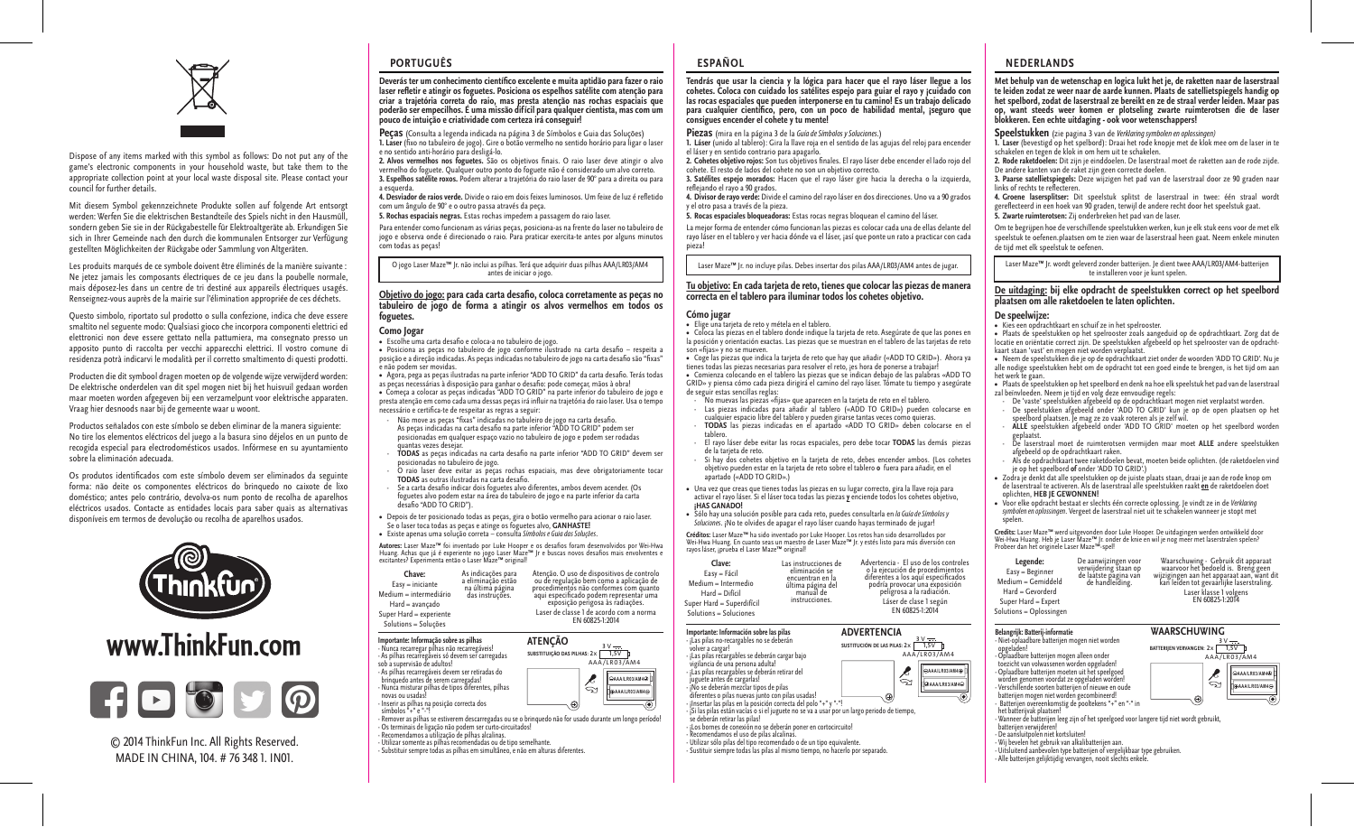Dispose of any items marked with this symbol as follows: Do not put any of the game's electronic components in your household waste, but take them to the appropriate collection point at your local waste disposal site. Please contact your council for further details.

Mit diesem Symbol gekennzeichnete Produkte sollen auf folgende Art entsorgt werden: Werfen Sie die elektrischen Bestandteile des Spiels nicht in den Hausmüll, sondern geben Sie sie in der Rückgabestelle für Elektroaltgeräte ab. Erkundigen Sie sich in Ihrer Gemeinde nach den durch die kommunalen Entsorger zur Verfügung gestellten Möglichkeiten der Rückgabe oder Sammlung von Altgeräten.

Les produits marqués de ce symbole doivent être éliminés de la manière suivante : Ne jetez jamais les composants électriques de ce jeu dans la poubelle normale, mais déposez-les dans un centre de tri destiné aux appareils électriques usagés. Renseignez-vous auprès de la mairie sur l'élimination appropriée de ces déchets.

Questo simbolo, riportato sul prodotto o sulla confezione, indica che deve essere smaltito nel seguente modo: Qualsiasi gioco che incorpora componenti elettrici ed elettronici non deve essere gettato nella pattumiera, ma consegnato presso un apposito punto di raccolta per vecchi apparecchi elettrici. Il vostro comune di residenza potrà indicarvi le modalità per il corretto smaltimento di questi prodotti.

Producten die dit symbool dragen moeten op de volgende wijze verwijderd worden: De elektrische onderdelen van dit spel mogen niet bij het huisvuil gedaan worden maar moeten worden afgegeven bij een verzamelpunt voor elektrische apparaten. Vraag hier desnoods naar bij de gemeente waar u woont.

Productos señalados con este símbolo se deben eliminar de la manera siguiente: No tire los elementos eléctricos del juego a la basura sino déjelos en un punto de recogida especial para electrodomésticos usados. Infórmese en su ayuntamiento sobre la eliminación adecuada.

Os produtos identificados com este símbolo devem ser eliminados da seguinte forma: não deite os componentes eléctricos do brinquedo no caixote de lixo doméstico; antes pelo contrário, devolva-os num ponto de recolha de aparelhos eléctricos usados. Contacte as entidades locais para saber quais as alternativas disponíveis em termos de devolução ou recolha de aparelhos usados.

ThinkFun

www.ThinkFun.com

© 2014 ThinkFun Inc. All Rights Reserved.
MADE IN CHINA, 104. # 76 348 1. IN01.

## PORTUGUÊS

**Deverás ter um conhecimento científico excelente e muita aptidão para fazer o raio laser refletir e atingir os foguetes. Posiciona os espelhos satélite com atenção para criar a trajetória correta do raio, mas presta atenção nas rochas espaciais que poderão ser empecilhos. É uma missão difícil para qualquer cientista, mas com um pouco de intuição e criatividade com certeza irá conseguir!**

**Peças** (Consulta a legenda indicada na página 3 de Símbolos e Guia das Soluções)
**1. Laser** (fixo no tabuleiro de jogo). Gire o botão vermelho no sentido horário para ligar o laser e no sentido anti-horário para desligá-lo.
**2. Alvos vermelhos nos foguetes.** São os objetivos finais. O raio laser deve atingir o alvo vermelho do foguete. Qualquer outro ponto do foguete não é considerado um alvo correto.
**3. Espelhos satélite roxos.** Podem alterar a trajetória do raio laser de 90° para a direita ou para a esquerda.
**4. Desviador de raios verde.** Divide o raio em dois feixes luminosos. Um feixe de luz é refletido com um ângulo de 90° e o outro passa através da peça.
**5. Rochas espaciais negras.** Estas rochas impedem a passagem do raio laser.

Para entender como funcionam as várias peças, posiciona-as na frente do laser no tabuleiro de jogo e observa onde é direcionado o raio. Para praticar exercita-te antes por alguns minutos com todas as peças!

O jogo Laser Maze™ Jr. não inclui as pilhas. Terá que adquirir duas pilhas AAA/LR03/AM4 antes de iniciar o jogo.

**Objetivo do jogo: para cada carta desafio, coloca corretamente as peças no tabuleiro de jogo de forma a atingir os alvos vermelhos em todos os foguetes.**

### Como Jogar

- Escolhe uma carta desafio e coloca-a no tabuleiro de jogo.
- Posiciona as peças no tabuleiro de jogo conforme ilustrado na carta desafio – respeita a posição e a direção indicadas. As peças indicadas no tabuleiro de jogo na carta desafio são "fixas" e não podem ser movidas.
- Agora, pega as peças ilustradas na parte inferior "ADD TO GRID" da carta desafio. Terás todas as peças necessárias à disposição para ganhar o desafio: pode começar, mãos à obra!
- Começa a colocar as peças indicadas "ADD TO GRID" na parte inferior do tabuleiro de jogo e presta atenção em como cada uma dessas peças irá influir na trajetória do raio laser. Usa o tempo necessário e certifica-te de respeitar as regras a seguir:
  - Não move as peças "fixas" indicadas no tabuleiro de jogo na carta desafio.
  - As peças indicadas na carta desafio na parte inferior "ADD TO GRID" podem ser posicionadas em qualquer espaço vazio no tabuleiro de jogo e podem ser rodadas quantas vezes desejar.
  - **TODAS** as peças indicadas na carta desafio na parte inferior "ADD TO GRID" devem ser posicionadas no tabuleiro de jogo.
  - O raio laser deve evitar as peças rochas espaciais, mas deve obrigatoriamente tocar **TODAS** as outras ilustradas na carta desafio.
  - Se a carta desafio indicar dois foguetes alvo diferentes, ambos devem acender. (Os foguetes alvo podem estar na área do tabuleiro de jogo e na parte inferior da carta desafio "ADD TO GRID").
- Depois de ter posicionado todas as peças, gira o botão vermelho para acionar o raio laser. Se o laser toca todas as peças e atinge os foguetes alvo, **GANHASTE!**
- Existe apenas uma solução correta – consulta *Símbolos e Guia das Soluções*.

**Autores:** Laser Maze™ foi inventado por Luke Hooper e os desafios foram desenvolvidos por Wei-Hwa Huang. Achas que já é experiente no jogo Laser Maze™ Jr e buscas novos desafios mais envolventes e excitantes? Experimenta então o Laser Maze™ original!

**Chave:**
Easy = iniciante
Medium = intermediário
Hard = avançado
Super Hard = experiente
Solutions = Soluções

As indicações para a eliminação estão na última página das instruções.

Atenção. O uso de dispositivos de controlo ou de regulação bem como a aplicação de procedimentos não conformes com quanto aqui especificado podem representar uma exposição perigosa às radiações.
Laser de classe 1 de acordo com a norma EN 60825-1:2014

**Importante: Informação sobre as pilhas**
- Nunca recarregar pilhas não recarregáveis!
- As pilhas recarregáveis só devem ser carregadas sob a supervisão de adultos!
- As pilhas recarregáveis devem ser retiradas do brinquedo antes de serem carregadas!
- Nunca misturar pilhas de tipos diferentes, pilhas novas ou usadas!
- Inserir as pilhas na posição correcta dos símbolos "+" e "-"!
- Remover as pilhas se estiverem descarregadas ou se o brinquedo não for usado durante um longo período!
- Os terminais de ligação não podem ser curto-circuitados!
- Recomendamos a utilização de pilhas alcalinas.
- Utilizar somente as pilhas recomendadas ou do tipo semelhante.
- Substituir sempre todas as pilhas em simultâneo, e não em alturas diferentes.

**ATENÇÃO**
SUBSTITUIÇÃO DAS PILHAS: 2x 3 V 1,5V AAA/LR03/AM4

## ESPAÑOL

**Tendrás que usar la ciencia y la lógica para hacer que el rayo láser llegue a los cohetes. Coloca con cuidado los satélites espejo para guiar el rayo y ¡cuidado con las rocas espaciales que pueden interponerse en tu camino! Es un trabajo delicado para cualquier científico, pero, con un poco de habilidad mental, ¡seguro que consigues encender el cohete y tu mente!**

**Piezas** (mira en la página 3 de la *Guía de Símbolos y Soluciones*.)
**1. Láser** (unido al tablero): Gira la llave roja en el sentido de las agujas del reloj para encender el láser y en sentido contrario para apagarlo.
**2. Cohetes objetivo rojos:** Son tus objetivos finales. El rayo láser debe encender el lado rojo del cohete. El resto de lados del cohete no son un objetivo correcto.
**3. Satélites espejo morados:** Hacen que el rayo láser gire hacia la derecha o la izquierda, reflejando el rayo a 90 grados.
**4. Divisor de rayo verde:** Divide el camino del rayo láser en dos direcciones. Uno va a 90 grados y el otro pasa a través de la pieza.
**5. Rocas espaciales bloqueadoras:** Estas rocas negras bloquean el camino del láser.

La mejor forma de entender cómo funcionan las piezas es colocar cada una de ellas delante del rayo láser en el tablero y ver hacia dónde va el láser, ¡así que ponte un rato a practicar con cada pieza!

Laser Maze™ Jr. no incluye pilas. Debes insertar dos pilas AAA/LR03/AM4 antes de jugar.

**Tu objetivo: En cada tarjeta de reto, tienes que colocar las piezas de manera correcta en el tablero para iluminar todos los cohetes objetivo.**

### Cómo jugar

- Elige una tarjeta de reto y métela en el tablero.
- Coloca las piezas en el tablero donde indique la tarjeta de reto. Asegúrate de que las pones en la posición y orientación exactas. Las piezas que se muestran en el tablero de las tarjetas de reto son «fijas» y no se mueven.
- Coge las piezas que indica la tarjeta de reto que hay que añadir («ADD TO GRID»). Ahora ya tienes todas las piezas necesarias para resolver el reto, ¡es hora de ponerse a trabajar!
- Comienza colocando en el tablero las piezas que se indican debajo de las palabras «ADD TO GRID» y piensa cómo cada pieza dirigirá el camino del rayo láser. Tómate tu tiempo y asegúrate de seguir estas sencillas reglas:
  - No muevas las piezas «fijas» que aparecen en la tarjeta de reto en el tablero.
  - Las piezas indicadas para añadir al tablero («ADD TO GRID») pueden colocarse en cualquier espacio libre del tablero y pueden girarse tantas veces como quieras.
  - **TODAS** las piezas indicadas en el apartado «ADD TO GRID» deben colocarse en el tablero.
  - El rayo láser debe evitar las rocas espaciales, pero debe tocar **TODAS** las demás piezas de la tarjeta de reto.
  - Si hay dos cohetes objetivo en la tarjeta de reto, debes encender ambos. (Los cohetes objetivo pueden estar en la tarjeta de reto sobre el tablero **o** fuera para añadir, en el apartado («ADD TO GRID»).
- Una vez que creas que tienes todas las piezas en su lugar correcto, gira la llave roja para activar el rayo láser. Si el láser toca todas las piezas **y** enciende todos los cohetes objetivo, **¡HAS GANADO!**
- Sólo hay una solución posible para cada reto, puedes consultarla en *la Guía de Símbolos y Soluciones*. ¡No te olvides de apagar el rayo láser cuando hayas terminado de jugar!

**Créditos:** Laser Maze™ ha sido inventado por Luke Hooper. Los retos han sido desarrollados por Wei-Hwa Huang. Si cuando seas un maestro de Laser Maze™ Jr. y estés listo para más diversión con rayos láser, ¡prueba el Laser Maze™ original!

**Clave:**
Easy = Fácil
Medium = Intermedio
Hard = Difícil
Super Hard = Superdifícil
Solutions = Soluciones

Las instrucciones de eliminación se encuentran en la última página del manual de instrucciones.

Advertencia - El uso de los controles o la ejecución de procedimientos diferentes a los aquí especificados podría provocar una exposición peligrosa a la radiación.
Láser de clase 1 según EN 60825-1:2014

**Importante: Información sobre las pilas**
- ¡Las pilas no-recargables no se deberán volver a cargar!
- ¡Las pilas recargables se deberán cargar bajo vigilancia de una persona adulta!
- ¡Las pilas recargables se deberán retirar del juguete antes de cargarlas!
- ¡No se deberán mezclar tipos de pilas diferentes o pilas nuevas junto con pilas usadas!
- ¡Insertar las pilas en la posición correcta del polo "+" y "-"!
- ¡Si las pilas están vacías o si el juguete no se va a usar por un largo periodo de tiempo, se deberán retirar las pilas!
- ¡Los bornes de conexión no se deberán poner en cortocircuito!
- Recomendamos el uso de pilas alcalinas.
- Utilizar sólo pilas del tipo recomendado o de un tipo equivalente.
- Sustituir siempre todas las pilas al mismo tiempo, no hacerlo por separado.

**ADVERTENCIA**
SUSTITUCIÓN DE LAS PILAS: 2x 3 V 1,5V AAA/LR03/AM4

## NEDERLANDS

**Met behulp van de wetenschap en logica lukt het je, de raketten naar de laserstraal te leiden zodat ze weer naar de aarde kunnen. Plaats de satellietspiegels handig op het speelbord, zodat de laserstraal ze bereikt en ze de straal verder leiden. Maar pas op, want steeds weer komen er plotseling zwarte ruimterotsen die de laser blokkeren. Een echte uitdaging - ook voor wetenschappers!**

**Speelstukken** (zie pagina 3 van de *Verklaring symbolen en oplossingen*)
**1. Laser** (bevestigd op het spelbord): Draai het rode knopje met de klok mee om de laser in te schakelen en tegen de klok in om hem uit te schakelen.
**2. Rode raketdoelen:** Dit zijn je einddoelen. De laserstraal moet de raketten aan de rode zijde. De andere kanten van de raket zijn geen correcte doelen.
**3. Paarse satellietspiegels:** Deze wijzigen het pad van de laserstraal door ze 90 graden naar links of rechts te reflecteren.
**4. Groene lasersplitser:** Dit speelstuk splitst de laserstraal in twee: één straal wordt gereflecteerd in een hoek van 90 graden, terwijl de andere recht door het speelstuk gaat.
**5. Zwarte ruimterotsen:** Zij onderbreken het pad van de laser.

Om te begrijpen hoe de verschillende speelstukken werken, kun je elk stuk eens voor de met elk speelstuk te oefenen.plaatsen om te zien waar de laserstraal heen gaat. Neem enkele minuten de tijd met elk speelstuk te oefenen.

Laser Maze™ Jr. wordt geleverd zonder batterijen. Je dient twee AAA/LR03/AM4-batterijen te installeren voor je kunt spelen.

**De uitdaging: bij elke opdracht de speelstukken correct op het speelbord plaatsen om alle raketdoelen te laten oplichten.**

### De speelwijze:

- Kies een opdrachtkaart en schuif ze in het spelrooster.
- Plaats de speelstukken op het spelrooster zoals aangeduid op de opdrachtkaart. Zorg dat de locatie en oriëntatie correct zijn. De speelstukken afgebeeld op het spelrooster van de opdrachtkaart staan 'vast' en mogen niet worden verplaatst.
- Neem de speelstukken die je op de opdrachtkaart ziet onder de woorden 'ADD TO GRID'. Nu je alle nodige speelstukken hebt om de opdracht tot een goed einde te brengen, is het tijd om aan het werk te gaan.
- Plaats de speelstukken op het speelbord en denk na hoe elk speelstuk het pad van de laserstraal zal beïnvloeden. Neem je tijd en volg deze eenvoudige regels:
  - De 'vaste' speelstukken afgebeeld op de opdrachtkaart mogen niet verplaatst worden.
  - De speelstukken afgebeeld onder 'ADD TO GRID' kun je op de open plaatsen op het speelbord plaatsen. Je mag ze zo vaak roteren als je zelf wil.
  - **ALLE** speelstukken afgebeeld onder 'ADD TO GRID' moeten op het speelbord worden geplaatst.
  - De laserstraal moet de ruimterotsen vermijden maar moet **ALLE** andere speelstukken afgebeeld op de opdrachtkaart raken.
  - Als de opdrachtkaart twee raketdoelen bevat, moeten beide oplichten. (de raketdoelen vind je op het speelbord **of** onder 'ADD TO GRID'.)
- Zodra je denkt dat alle speelstukken op de juiste plaats staan, draai je aan de rode knop om de laserstraal te activeren. Als de laserstraal alle speelstukken raakt **en** de raketdoelen doet oplichten, **HEB JE GEWONNEN!**
- Voor elke opdracht bestaat er slechts één correcte oplossing. Je vindt ze in de *Verklaring symbolen en oplossingen*. Vergeet de laserstraal niet uit te schakelen wanneer je stopt met spelen.

**Credits:** Laser Maze™ werd uitgevonden door Luke Hooper. De uitdagingen werden ontwikkeld door Wei-Hwa Huang. Heb je Laser Maze™ Jr. onder de knie en wil je nog meer met laserstralen spelen? Probeer dan het originele Laser Maze™-spel!

**Legende:**
Easy = Beginner
Medium = Gemiddeld
Hard = Gevorderd
Super Hard = Expert
Solutions = Oplossingen

De aanwijzingen voor verwijdering staan op de laatste pagina van de handleiding.

Waarschuwing - Gebruik dit apparaat waarvoor het bedoeld is. Breng geen wijzigingen aan het apparaat aan, want dit kan leiden tot gevaarlijke laserstraling.
Laser klasse 1 volgens EN 60825-1:2014

**Belangrijk: Batterij-informatie**
- Niet-oplaadbare batterijen mogen niet worden opgeladen!
- Oplaadbare batterijen mogen alleen onder toezicht van volwassenen worden opgeladen!
- Oplaadbare batterijen moeten uit het speelgoed worden genomen voordat ze opgeladen worden!
- Verschillende soorten batterijen of nieuwe en oude batterijen mogen niet worden gecombineerd!
- Batterijen overeenkomstig de pooltekens "+" en "-" in het batterijvak plaatsen!
- Wanneer de batterijen leeg zijn of het speelgoed voor langere tijd niet wordt gebruikt, batterijen verwijderen!
- De aansluitpolen niet kortsluiten!
- Wij bevelen het gebruik van alkalibatterijen aan.
- Uitsluitend aanbevolen type batterijen of vergelijkbaar type gebruiken.
- Alle batterijen gelijktijdig vervangen, nooit slechts enkele.

**WAARSCHUWING**
BATTERIJEN VERVANGEN: 2x 3 V 1,5V AAA/LR03/AM4